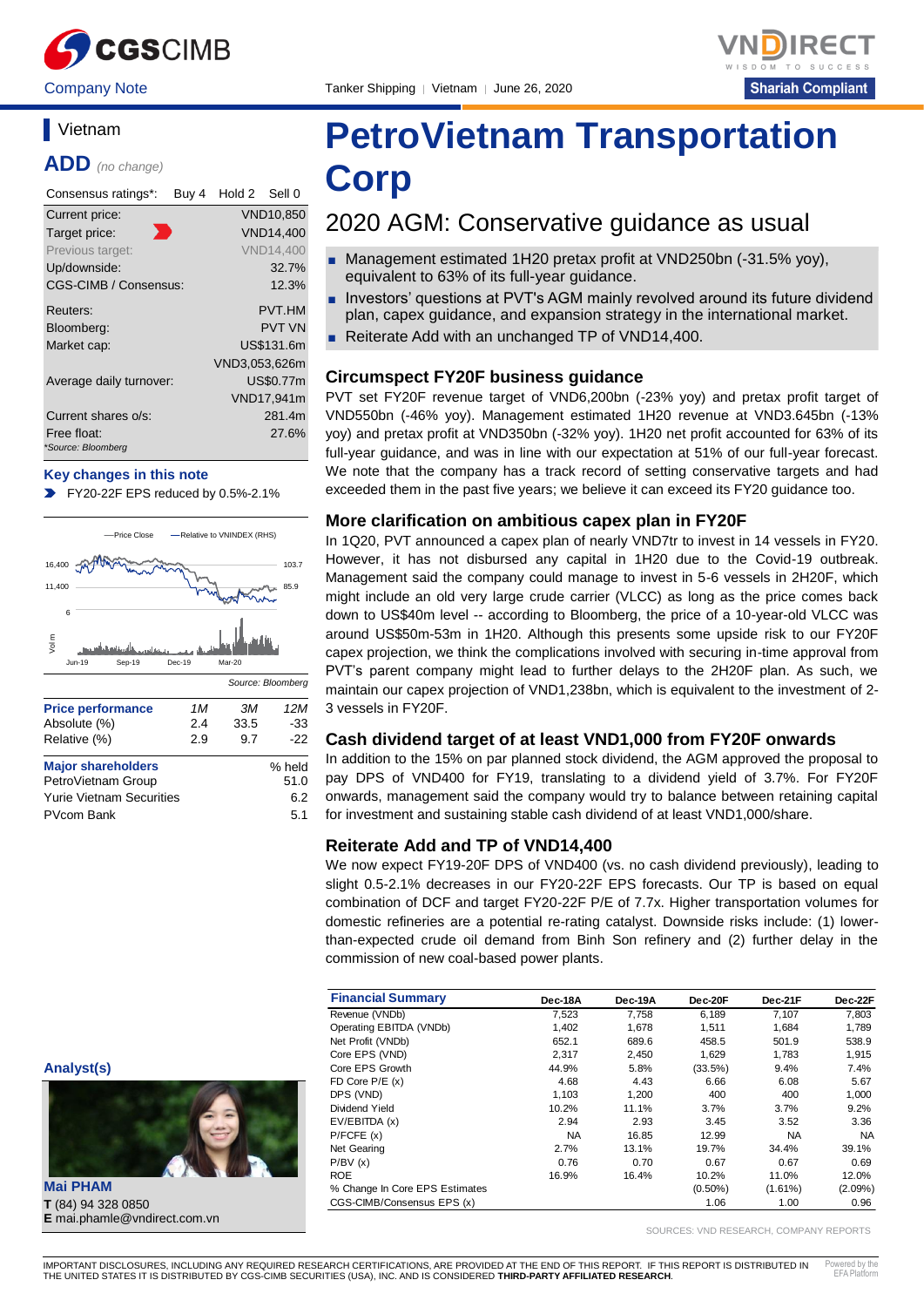Company Note | Tanker Shipping | Vietnam | June 26, 2020

Shariah Compliant

# Vietnam

## ADD *(no change)*

| Consensus ratings*: | Buy 4 Hold 2 Sell 0 |
|---|---|
| Current price: | VND10,850 |
| Target price: | VND14,400 |
| Previous target: | VND14,400 |
| Up/downside: | 32.7% |
| CGS-CIMB / Consensus: | 12.3% |
| Reuters: | PVT.HM |
| Bloomberg: | PVT VN |
| Market cap: | US$131.6m |
| | VND3,053,626m |
| Average daily turnover: | US$0.77m |
| | VND17,941m |
| Current shares o/s: | 281.4m |
| Free float: | 27.6% |

*Source: Bloomberg

**Key changes in this note**

- FY20-22F EPS reduced by 0.5%-2.1%

Source: Bloomberg

| Price performance | 1M | 3M | 12M |
|---|---|---|---|
| Absolute (%) | 2.4 | 33.5 | -33 |
| Relative (%) | 2.9 | 9.7 | -22 |

| Major shareholders | % held |
|---|---|
| PetroVietnam Group | 51.0 |
| Yurie Vietnam Securities | 6.2 |
| PVcom Bank | 5.1 |

**Analyst(s)**

**Mai PHAM**
**T** (84) 94 328 0850
**E** mai.phamle@vndirect.com.vn

# PetroVietnam Transportation Corp

## 2020 AGM: Conservative guidance as usual

- Management estimated 1H20 pretax profit at VND250bn (-31.5% yoy), equivalent to 63% of its full-year guidance.
- Investors' questions at PVT's AGM mainly revolved around its future dividend plan, capex guidance, and expansion strategy in the international market.
- Reiterate Add with an unchanged TP of VND14,400.

### Circumspect FY20F business guidance

PVT set FY20F revenue target of VND6,200bn (-23% yoy) and pretax profit target of VND550bn (-46% yoy). Management estimated 1H20 revenue at VND3.645bn (-13% yoy) and pretax profit at VND350bn (-32% yoy). 1H20 net profit accounted for 63% of its full-year guidance, and was in line with our expectation at 51% of our full-year forecast. We note that the company has a track record of setting conservative targets and had exceeded them in the past five years; we believe it can exceed its FY20 guidance too.

### More clarification on ambitious capex plan in FY20F

In 1Q20, PVT announced a capex plan of nearly VND7tr to invest in 14 vessels in FY20. However, it has not disbursed any capital in 1H20 due to the Covid-19 outbreak. Management said the company could manage to invest in 5-6 vessels in 2H20F, which might include an old very large crude carrier (VLCC) as long as the price comes back down to US$40m level -- according to Bloomberg, the price of a 10-year-old VLCC was around US$50m-53m in 1H20. Although this presents some upside risk to our FY20F capex projection, we think the complications involved with securing in-time approval from PVT's parent company might lead to further delays to the 2H20F plan. As such, we maintain our capex projection of VND1,238bn, which is equivalent to the investment of 2-3 vessels in FY20F.

### Cash dividend target of at least VND1,000 from FY20F onwards

In addition to the 15% on par planned stock dividend, the AGM approved the proposal to pay DPS of VND400 for FY19, translating to a dividend yield of 3.7%. For FY20F onwards, management said the company would try to balance between retaining capital for investment and sustaining stable cash dividend of at least VND1,000/share.

### Reiterate Add and TP of VND14,400

We now expect FY19-20F DPS of VND400 (vs. no cash dividend previously), leading to slight 0.5-2.1% decreases in our FY20-22F EPS forecasts. Our TP is based on equal combination of DCF and target FY20-22F P/E of 7.7x. Higher transportation volumes for domestic refineries are a potential re-rating catalyst. Downside risks include: (1) lower-than-expected crude oil demand from Binh Son refinery and (2) further delay in the commission of new coal-based power plants.

| Financial Summary | Dec-18A | Dec-19A | Dec-20F | Dec-21F | Dec-22F |
|---|---|---|---|---|---|
| Revenue (VNDb) | 7,523 | 7,758 | 6,189 | 7,107 | 7,803 |
| Operating EBITDA (VNDb) | 1,402 | 1,678 | 1,511 | 1,684 | 1,789 |
| Net Profit (VNDb) | 652.1 | 689.6 | 458.5 | 501.9 | 538.9 |
| Core EPS (VND) | 2,317 | 2,450 | 1,629 | 1,783 | 1,915 |
| Core EPS Growth | 44.9% | 5.8% | (33.5%) | 9.4% | 7.4% |
| FD Core P/E (x) | 4.68 | 4.43 | 6.66 | 6.08 | 5.67 |
| DPS (VND) | 1,103 | 1,200 | 400 | 400 | 1,000 |
| Dividend Yield | 10.2% | 11.1% | 3.7% | 3.7% | 9.2% |
| EV/EBITDA (x) | 2.94 | 2.93 | 3.45 | 3.52 | 3.36 |
| P/FCFE (x) | NA | 16.85 | 12.99 | NA | NA |
| Net Gearing | 2.7% | 13.1% | 19.7% | 34.4% | 39.1% |
| P/BV (x) | 0.76 | 0.70 | 0.67 | 0.67 | 0.69 |
| ROE | 16.9% | 16.4% | 10.2% | 11.0% | 12.0% |
| % Change In Core EPS Estimates | | | (0.50%) | (1.61%) | (2.09%) |
| CGS-CIMB/Consensus EPS (x) | | | 1.06 | 1.00 | 0.96 |

SOURCES: VND RESEARCH, COMPANY REPORTS

IMPORTANT DISCLOSURES, INCLUDING ANY REQUIRED RESEARCH CERTIFICATIONS, ARE PROVIDED AT THE END OF THIS REPORT. IF THIS REPORT IS DISTRIBUTED IN THE UNITED STATES IT IS DISTRIBUTED BY CGS-CIMB SECURITIES (USA), INC. AND IS CONSIDERED **THIRD-PARTY AFFILIATED RESEARCH**.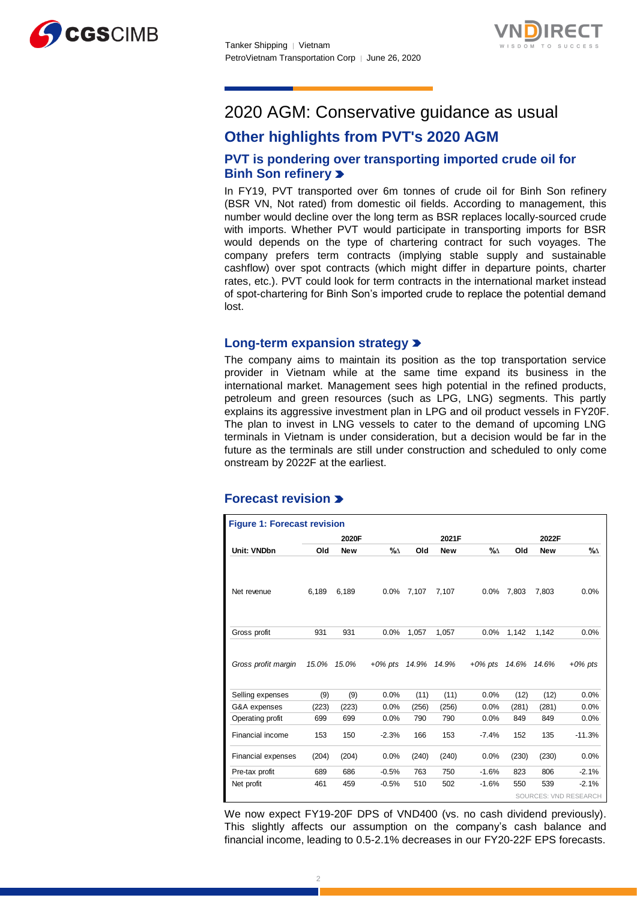# 2020 AGM: Conservative guidance as usual

## Other highlights from PVT's 2020 AGM

### PVT is pondering over transporting imported crude oil for Binh Son refinery

In FY19, PVT transported over 6m tonnes of crude oil for Binh Son refinery (BSR VN, Not rated) from domestic oil fields. According to management, this number would decline over the long term as BSR replaces locally-sourced crude with imports. Whether PVT would participate in transporting imports for BSR would depends on the type of chartering contract for such voyages. The company prefers term contracts (implying stable supply and sustainable cashflow) over spot contracts (which might differ in departure points, charter rates, etc.). PVT could look for term contracts in the international market instead of spot-chartering for Binh Son's imported crude to replace the potential demand lost.

### Long-term expansion strategy

The company aims to maintain its position as the top transportation service provider in Vietnam while at the same time expand its business in the international market. Management sees high potential in the refined products, petroleum and green resources (such as LPG, LNG) segments. This partly explains its aggressive investment plan in LPG and oil product vessels in FY20F. The plan to invest in LNG vessels to cater to the demand of upcoming LNG terminals in Vietnam is under consideration, but a decision would be far in the future as the terminals are still under construction and scheduled to only come onstream by 2022F at the earliest.

### Forecast revision

**Figure 1: Forecast revision**

| | 2020F | | | 2021F | | | 2022F | | |
|---|---|---|---|---|---|---|---|---|---|
| Unit: VNDbn | Old | New | %∆ | Old | New | %∆ | Old | New | %∆ |
| Net revenue | 6,189 | 6,189 | 0.0% | 7,107 | 7,107 | 0.0% | 7,803 | 7,803 | 0.0% |
| Gross profit | 931 | 931 | 0.0% | 1,057 | 1,057 | 0.0% | 1,142 | 1,142 | 0.0% |
| *Gross profit margin* | *15.0%* | *15.0%* | *+0% pts* | *14.9%* | *14.9%* | *+0% pts* | *14.6%* | *14.6%* | *+0% pts* |
| Selling expenses | (9) | (9) | 0.0% | (11) | (11) | 0.0% | (12) | (12) | 0.0% |
| G&A expenses | (223) | (223) | 0.0% | (256) | (256) | 0.0% | (281) | (281) | 0.0% |
| Operating profit | 699 | 699 | 0.0% | 790 | 790 | 0.0% | 849 | 849 | 0.0% |
| Financial income | 153 | 150 | -2.3% | 166 | 153 | -7.4% | 152 | 135 | -11.3% |
| Financial expenses | (204) | (204) | 0.0% | (240) | (240) | 0.0% | (230) | (230) | 0.0% |
| Pre-tax profit | 689 | 686 | -0.5% | 763 | 750 | -1.6% | 823 | 806 | -2.1% |
| Net profit | 461 | 459 | -0.5% | 510 | 502 | -1.6% | 550 | 539 | -2.1% |

SOURCES: VND RESEARCH

We now expect FY19-20F DPS of VND400 (vs. no cash dividend previously). This slightly affects our assumption on the company's cash balance and financial income, leading to 0.5-2.1% decreases in our FY20-22F EPS forecasts.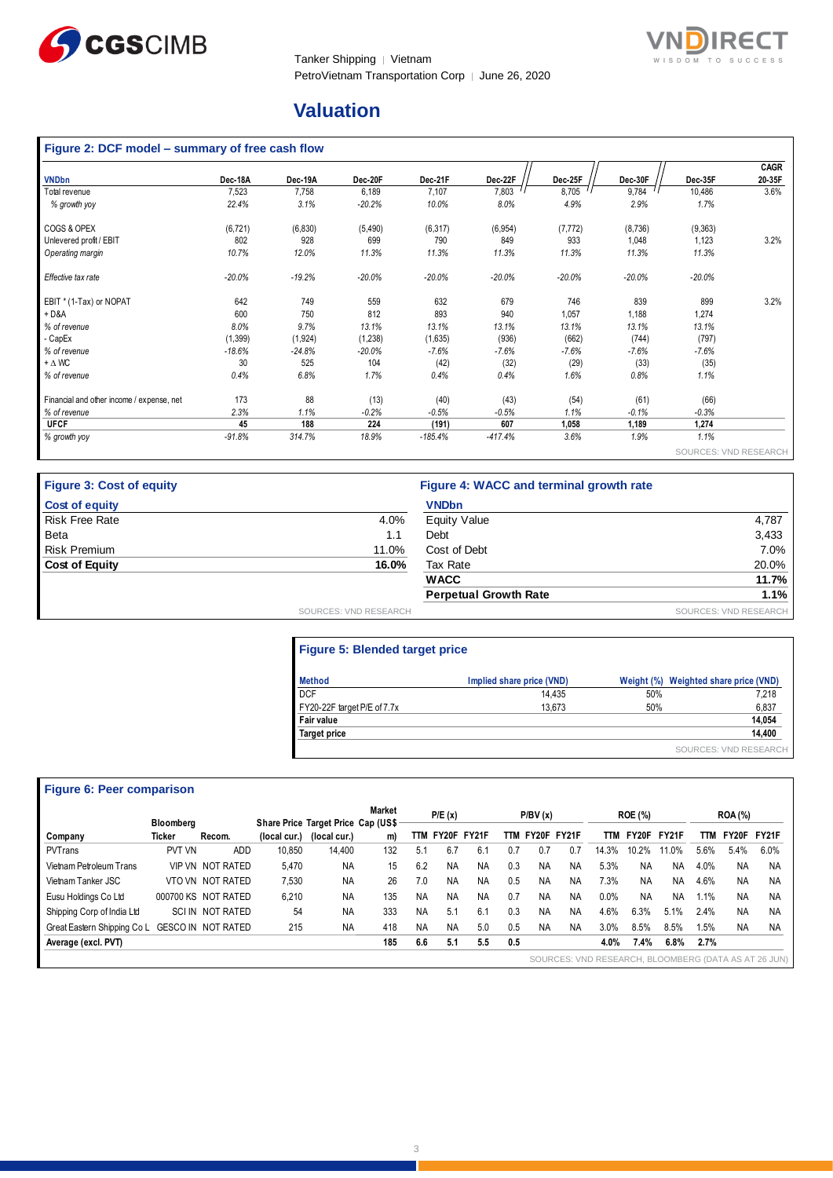# Valuation

### Figure 2: DCF model – summary of free cash flow

| VNDbn | Dec-18A | Dec-19A | Dec-20F | Dec-21F | Dec-22F | Dec-25F | Dec-30F | Dec-35F | CAGR 20-35F |
|---|---|---|---|---|---|---|---|---|---|
| Total revenue | 7,523 | 7,758 | 6,189 | 7,107 | 7,803 | 8,705 | 9,784 | 10,486 | 3.6% |
| *% growth yoy* | *22.4%* | *3.1%* | *-20.2%* | *10.0%* | *8.0%* | *4.9%* | *2.9%* | *1.7%* | |
| COGS & OPEX | (6,721) | (6,830) | (5,490) | (6,317) | (6,954) | (7,772) | (8,736) | (9,363) | |
| Unlevered profit / EBIT | 802 | 928 | 699 | 790 | 849 | 933 | 1,048 | 1,123 | 3.2% |
| *Operating margin* | *10.7%* | *12.0%* | *11.3%* | *11.3%* | *11.3%* | *11.3%* | *11.3%* | *11.3%* | |
| *Effective tax rate* | *-20.0%* | *-19.2%* | *-20.0%* | *-20.0%* | *-20.0%* | *-20.0%* | *-20.0%* | *-20.0%* | |
| EBIT * (1-Tax) or NOPAT | 642 | 749 | 559 | 632 | 679 | 746 | 839 | 899 | 3.2% |
| + D&A | 600 | 750 | 812 | 893 | 940 | 1,057 | 1,188 | 1,274 | |
| *% of revenue* | *8.0%* | *9.7%* | *13.1%* | *13.1%* | *13.1%* | *13.1%* | *13.1%* | *13.1%* | |
| - CapEx | (1,399) | (1,924) | (1,238) | (1,635) | (936) | (662) | (744) | (797) | |
| *% of revenue* | *-18.6%* | *-24.8%* | *-20.0%* | *-7.6%* | *-7.6%* | *-7.6%* | *-7.6%* | *-7.6%* | |
| + ∆ WC | 30 | 525 | 104 | (42) | (32) | (29) | (33) | (35) | |
| *% of revenue* | *0.4%* | *6.8%* | *1.7%* | *0.4%* | *0.4%* | *1.6%* | *0.8%* | *1.1%* | |
| Financial and other income / expense, net | 173 | 88 | (13) | (40) | (43) | (54) | (61) | (66) | |
| *% of revenue* | *2.3%* | *1.1%* | *-0.2%* | *-0.5%* | *-0.5%* | *1.1%* | *-0.1%* | *-0.3%* | |
| **UFCF** | **45** | **188** | **224** | **(191)** | **607** | **1,058** | **1,189** | **1,274** | |
| *% growth yoy* | *-91.8%* | *314.7%* | *18.9%* | *-185.4%* | *-417.4%* | *3.6%* | *1.9%* | *1.1%* | |

SOURCES: VND RESEARCH

### Figure 3: Cost of equity

| Cost of equity | |
|---|---|
| Risk Free Rate | 4.0% |
| Beta | 1.1 |
| Risk Premium | 11.0% |
| **Cost of Equity** | **16.0%** |

SOURCES: VND RESEARCH

### Figure 4: WACC and terminal growth rate

| VNDbn | |
|---|---|
| Equity Value | 4,787 |
| Debt | 3,433 |
| Cost of Debt | 7.0% |
| Tax Rate | 20.0% |
| **WACC** | **11.7%** |
| **Perpetual Growth Rate** | **1.1%** |

SOURCES: VND RESEARCH

### Figure 5: Blended target price

| Method | Implied share price (VND) | Weight (%) | Weighted share price (VND) |
|---|---|---|---|
| DCF | 14,435 | 50% | 7,218 |
| FY20-22F target P/E of 7.7x | 13,673 | 50% | 6,837 |
| **Fair value** | | | **14,054** |
| **Target price** | | | **14,400** |

SOURCES: VND RESEARCH

### Figure 6: Peer comparison

| Company | Bloomberg Ticker | Recom. | Share Price (local cur.) | Target Price (local cur.) | Market Cap (US$ m) | P/E (x) | | | P/BV (x) | | | ROE (%) | | | ROA (%) | | |
|---|---|---|---|---|---|---|---|---|---|---|---|---|---|---|---|---|---|
| | | | | | | TTM | FY20F | FY21F | TTM | FY20F | FY21F | TTM | FY20F | FY21F | TTM | FY20F | FY21F |
| PVTrans | PVT VN | ADD | 10,850 | 14,400 | 132 | 5.1 | 6.7 | 6.1 | 0.7 | 0.7 | 0.7 | 14.3% | 10.2% | 11.0% | 5.6% | 5.4% | 6.0% |
| Vietnam Petroleum Trans | VIP VN | NOT RATED | 5,470 | NA | 15 | 6.2 | NA | NA | 0.3 | NA | NA | 5.3% | NA | NA | 4.0% | NA | NA |
| Vietnam Tanker JSC | VTO VN | NOT RATED | 7,530 | NA | 26 | 7.0 | NA | NA | 0.5 | NA | NA | 7.3% | NA | NA | 4.6% | NA | NA |
| Eusu Holdings Co Ltd | 000700 KS | NOT RATED | 6,210 | NA | 135 | NA | NA | NA | 0.7 | NA | NA | 0.0% | NA | NA | 1.1% | NA | NA |
| Shipping Corp of India Ltd | SCI IN | NOT RATED | 54 | NA | 333 | NA | 5.1 | 6.1 | 0.3 | NA | NA | 4.6% | 6.3% | 5.1% | 2.4% | NA | NA |
| Great Eastern Shipping Co L | GESCO IN | NOT RATED | 215 | NA | 418 | NA | NA | 5.0 | 0.5 | NA | NA | 3.0% | 8.5% | 8.5% | 1.5% | NA | NA |
| **Average (excl. PVT)** | | | | | **185** | **6.6** | **5.1** | **5.5** | **0.5** | | | **4.0%** | **7.4%** | **6.8%** | **2.7%** | | |

SOURCES: VND RESEARCH, BLOOMBERG (DATA AS AT 26 JUN)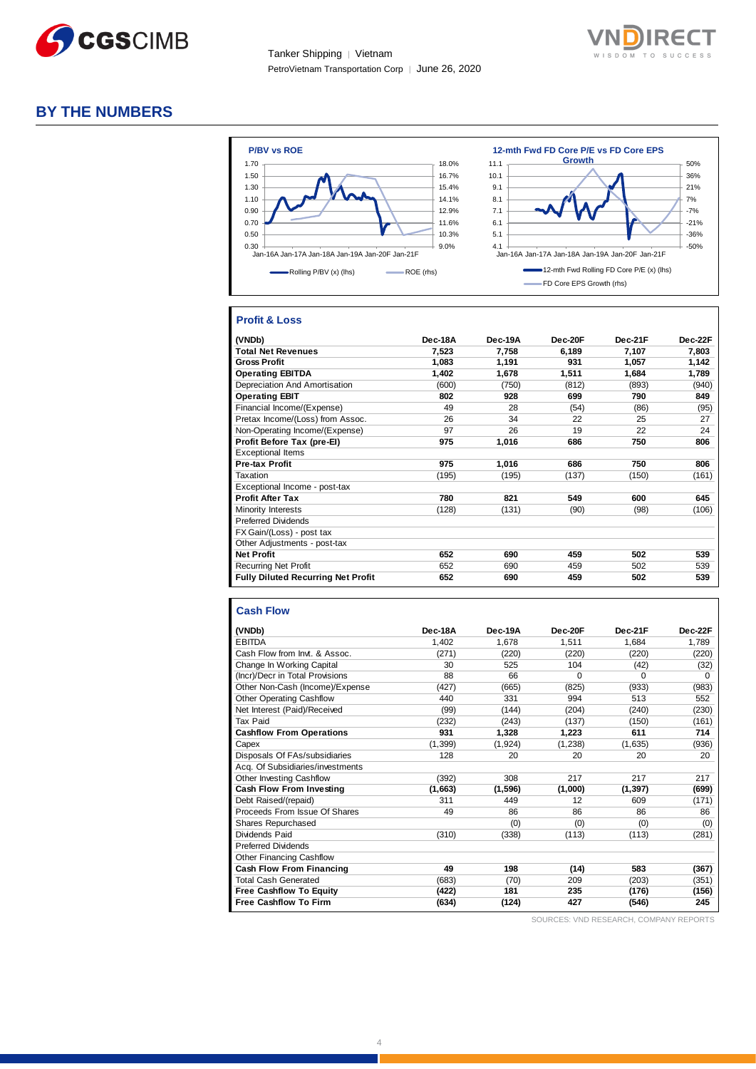# BY THE NUMBERS

**P/BV vs ROE**

Rolling P/BV (x) (lhs) — ROE (rhs)

**12-mth Fwd FD Core P/E vs FD Core EPS Growth**

12-mth Fwd Rolling FD Core P/E (x) (lhs) — FD Core EPS Growth (rhs)

## Profit & Loss

| (VNDb) | Dec-18A | Dec-19A | Dec-20F | Dec-21F | Dec-22F |
|---|---|---|---|---|---|
| **Total Net Revenues** | **7,523** | **7,758** | **6,189** | **7,107** | **7,803** |
| **Gross Profit** | **1,083** | **1,191** | **931** | **1,057** | **1,142** |
| **Operating EBITDA** | **1,402** | **1,678** | **1,511** | **1,684** | **1,789** |
| Depreciation And Amortisation | (600) | (750) | (812) | (893) | (940) |
| **Operating EBIT** | **802** | **928** | **699** | **790** | **849** |
| Financial Income/(Expense) | 49 | 28 | (54) | (86) | (95) |
| Pretax Income/(Loss) from Assoc. | 26 | 34 | 22 | 25 | 27 |
| Non-Operating Income/(Expense) | 97 | 26 | 19 | 22 | 24 |
| **Profit Before Tax (pre-EI)** | **975** | **1,016** | **686** | **750** | **806** |
| Exceptional Items | | | | | |
| **Pre-tax Profit** | **975** | **1,016** | **686** | **750** | **806** |
| Taxation | (195) | (195) | (137) | (150) | (161) |
| Exceptional Income - post-tax | | | | | |
| **Profit After Tax** | **780** | **821** | **549** | **600** | **645** |
| Minority Interests | (128) | (131) | (90) | (98) | (106) |
| Preferred Dividends | | | | | |
| FX Gain/(Loss) - post tax | | | | | |
| Other Adjustments - post-tax | | | | | |
| **Net Profit** | **652** | **690** | **459** | **502** | **539** |
| Recurring Net Profit | 652 | 690 | 459 | 502 | 539 |
| **Fully Diluted Recurring Net Profit** | **652** | **690** | **459** | **502** | **539** |

## Cash Flow

| (VNDb) | Dec-18A | Dec-19A | Dec-20F | Dec-21F | Dec-22F |
|---|---|---|---|---|---|
| EBITDA | 1,402 | 1,678 | 1,511 | 1,684 | 1,789 |
| Cash Flow from Invt. & Assoc. | (271) | (220) | (220) | (220) | (220) |
| Change In Working Capital | 30 | 525 | 104 | (42) | (32) |
| (Incr)/Decr in Total Provisions | 88 | 66 | 0 | 0 | 0 |
| Other Non-Cash (Income)/Expense | (427) | (665) | (825) | (933) | (983) |
| Other Operating Cashflow | 440 | 331 | 994 | 513 | 552 |
| Net Interest (Paid)/Received | (99) | (144) | (204) | (240) | (230) |
| Tax Paid | (232) | (243) | (137) | (150) | (161) |
| **Cashflow From Operations** | **931** | **1,328** | **1,223** | **611** | **714** |
| Capex | (1,399) | (1,924) | (1,238) | (1,635) | (936) |
| Disposals Of FAs/subsidiaries | 128 | 20 | 20 | 20 | 20 |
| Acq. Of Subsidiaries/investments | | | | | |
| Other Investing Cashflow | (392) | 308 | 217 | 217 | 217 |
| **Cash Flow From Investing** | **(1,663)** | **(1,596)** | **(1,000)** | **(1,397)** | **(699)** |
| Debt Raised/(repaid) | 311 | 449 | 12 | 609 | (171) |
| Proceeds From Issue Of Shares | 49 | 86 | 86 | 86 | 86 |
| Shares Repurchased | | (0) | (0) | (0) | (0) |
| Dividends Paid | (310) | (338) | (113) | (113) | (281) |
| Preferred Dividends | | | | | |
| Other Financing Cashflow | | | | | |
| **Cash Flow From Financing** | **49** | **198** | **(14)** | **583** | **(367)** |
| Total Cash Generated | (683) | (70) | 209 | (203) | (351) |
| **Free Cashflow To Equity** | **(422)** | **181** | **235** | **(176)** | **(156)** |
| **Free Cashflow To Firm** | **(634)** | **(124)** | **427** | **(546)** | **245** |

SOURCES: VND RESEARCH, COMPANY REPORTS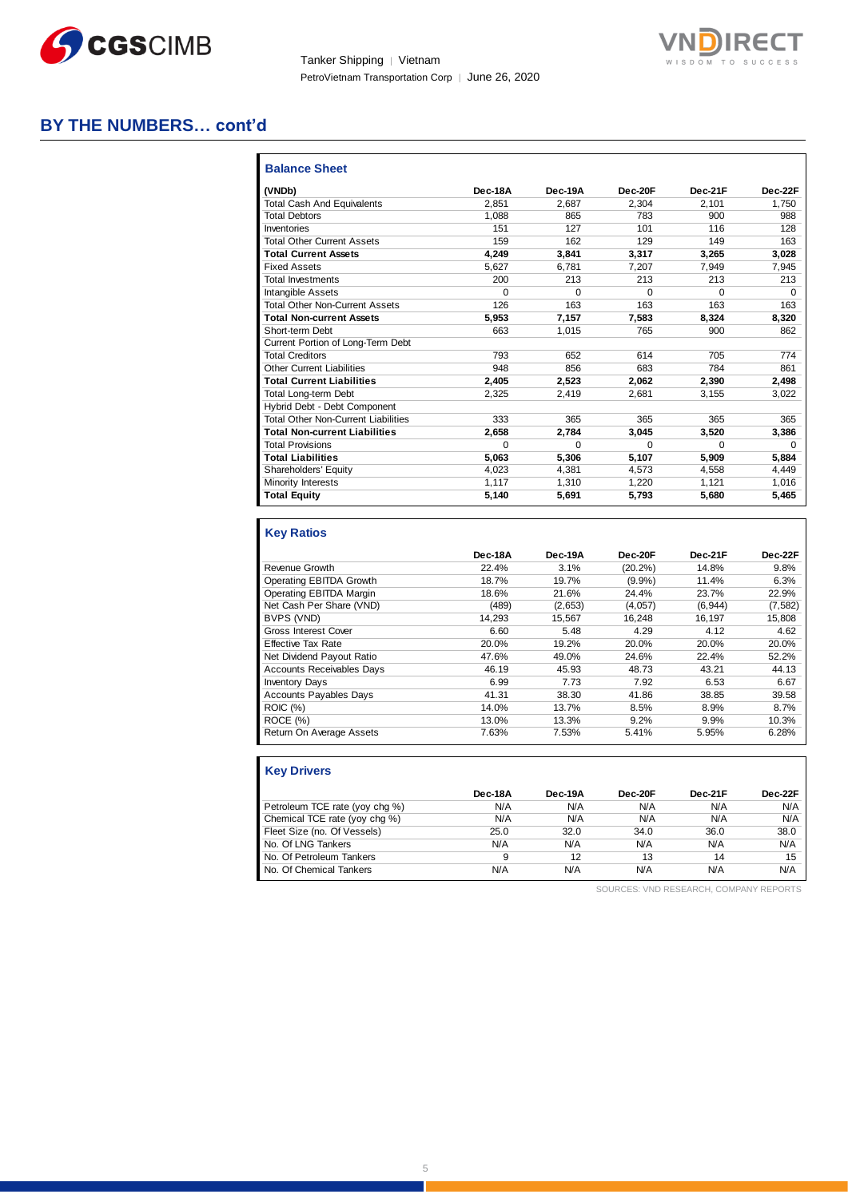## BY THE NUMBERS… cont'd

### Balance Sheet

| (VNDb) | Dec-18A | Dec-19A | Dec-20F | Dec-21F | Dec-22F |
|---|---|---|---|---|---|
| Total Cash And Equivalents | 2,851 | 2,687 | 2,304 | 2,101 | 1,750 |
| Total Debtors | 1,088 | 865 | 783 | 900 | 988 |
| Inventories | 151 | 127 | 101 | 116 | 128 |
| Total Other Current Assets | 159 | 162 | 129 | 149 | 163 |
| **Total Current Assets** | **4,249** | **3,841** | **3,317** | **3,265** | **3,028** |
| Fixed Assets | 5,627 | 6,781 | 7,207 | 7,949 | 7,945 |
| Total Investments | 200 | 213 | 213 | 213 | 213 |
| Intangible Assets | 0 | 0 | 0 | 0 | 0 |
| Total Other Non-Current Assets | 126 | 163 | 163 | 163 | 163 |
| **Total Non-current Assets** | **5,953** | **7,157** | **7,583** | **8,324** | **8,320** |
| Short-term Debt | 663 | 1,015 | 765 | 900 | 862 |
| Current Portion of Long-Term Debt | | | | | |
| Total Creditors | 793 | 652 | 614 | 705 | 774 |
| Other Current Liabilities | 948 | 856 | 683 | 784 | 861 |
| **Total Current Liabilities** | **2,405** | **2,523** | **2,062** | **2,390** | **2,498** |
| Total Long-term Debt | 2,325 | 2,419 | 2,681 | 3,155 | 3,022 |
| Hybrid Debt - Debt Component | | | | | |
| Total Other Non-Current Liabilities | 333 | 365 | 365 | 365 | 365 |
| **Total Non-current Liabilities** | **2,658** | **2,784** | **3,045** | **3,520** | **3,386** |
| Total Provisions | 0 | 0 | 0 | 0 | 0 |
| **Total Liabilities** | **5,063** | **5,306** | **5,107** | **5,909** | **5,884** |
| Shareholders' Equity | 4,023 | 4,381 | 4,573 | 4,558 | 4,449 |
| Minority Interests | 1,117 | 1,310 | 1,220 | 1,121 | 1,016 |
| **Total Equity** | **5,140** | **5,691** | **5,793** | **5,680** | **5,465** |

### Key Ratios

| | Dec-18A | Dec-19A | Dec-20F | Dec-21F | Dec-22F |
|---|---|---|---|---|---|
| Revenue Growth | 22.4% | 3.1% | (20.2%) | 14.8% | 9.8% |
| Operating EBITDA Growth | 18.7% | 19.7% | (9.9%) | 11.4% | 6.3% |
| Operating EBITDA Margin | 18.6% | 21.6% | 24.4% | 23.7% | 22.9% |
| Net Cash Per Share (VND) | (489) | (2,653) | (4,057) | (6,944) | (7,582) |
| BVPS (VND) | 14,293 | 15,567 | 16,248 | 16,197 | 15,808 |
| Gross Interest Cover | 6.60 | 5.48 | 4.29 | 4.12 | 4.62 |
| Effective Tax Rate | 20.0% | 19.2% | 20.0% | 20.0% | 20.0% |
| Net Dividend Payout Ratio | 47.6% | 49.0% | 24.6% | 22.4% | 52.2% |
| Accounts Receivables Days | 46.19 | 45.93 | 48.73 | 43.21 | 44.13 |
| Inventory Days | 6.99 | 7.73 | 7.92 | 6.53 | 6.67 |
| Accounts Payables Days | 41.31 | 38.30 | 41.86 | 38.85 | 39.58 |
| ROIC (%) | 14.0% | 13.7% | 8.5% | 8.9% | 8.7% |
| ROCE (%) | 13.0% | 13.3% | 9.2% | 9.9% | 10.3% |
| Return On Average Assets | 7.63% | 7.53% | 5.41% | 5.95% | 6.28% |

### Key Drivers

| | Dec-18A | Dec-19A | Dec-20F | Dec-21F | Dec-22F |
|---|---|---|---|---|---|
| Petroleum TCE rate (yoy chg %) | N/A | N/A | N/A | N/A | N/A |
| Chemical TCE rate (yoy chg %) | N/A | N/A | N/A | N/A | N/A |
| Fleet Size (no. Of Vessels) | 25.0 | 32.0 | 34.0 | 36.0 | 38.0 |
| No. Of LNG Tankers | N/A | N/A | N/A | N/A | N/A |
| No. Of Petroleum Tankers | 9 | 12 | 13 | 14 | 15 |
| No. Of Chemical Tankers | N/A | N/A | N/A | N/A | N/A |

SOURCES: VND RESEARCH, COMPANY REPORTS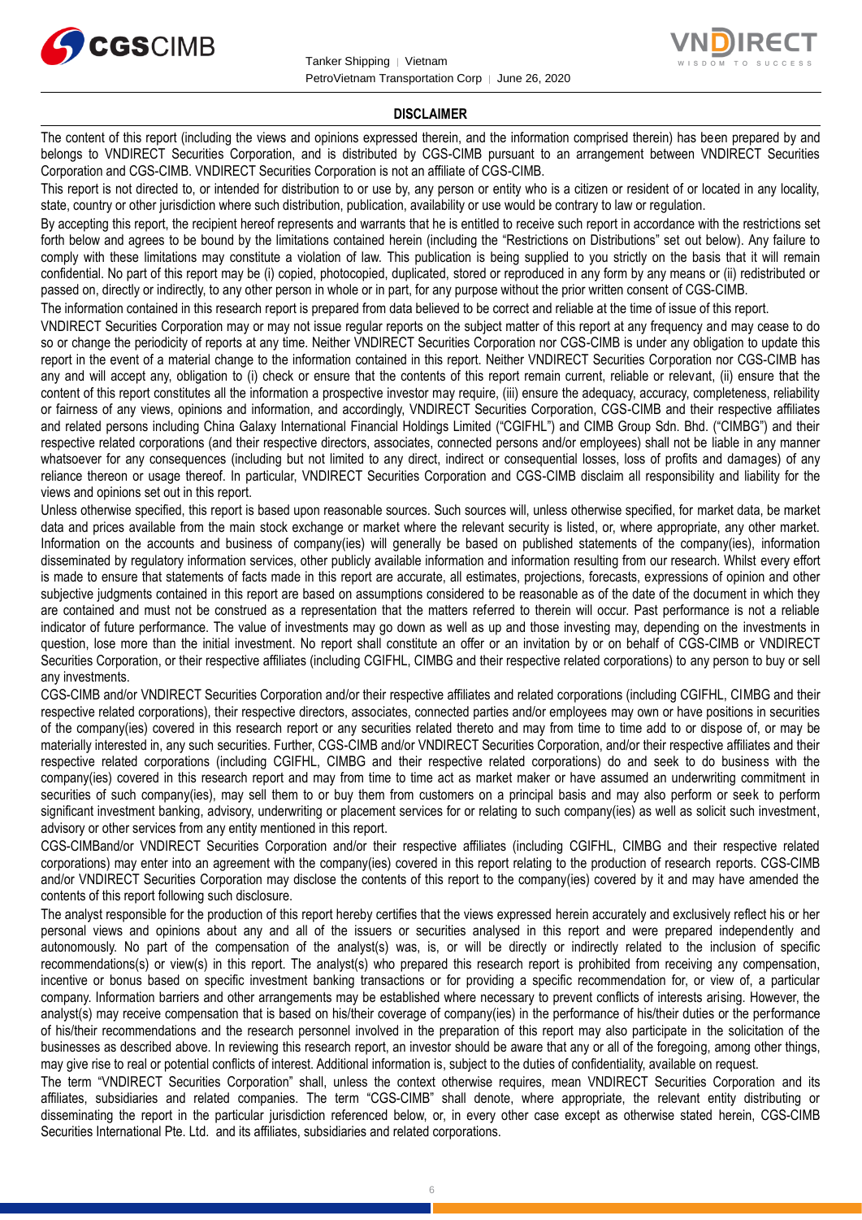## DISCLAIMER

The content of this report (including the views and opinions expressed therein, and the information comprised therein) has been prepared by and belongs to VNDIRECT Securities Corporation, and is distributed by CGS-CIMB pursuant to an arrangement between VNDIRECT Securities Corporation and CGS-CIMB. VNDIRECT Securities Corporation is not an affiliate of CGS-CIMB.

This report is not directed to, or intended for distribution to or use by, any person or entity who is a citizen or resident of or located in any locality, state, country or other jurisdiction where such distribution, publication, availability or use would be contrary to law or regulation.

By accepting this report, the recipient hereof represents and warrants that he is entitled to receive such report in accordance with the restrictions set forth below and agrees to be bound by the limitations contained herein (including the "Restrictions on Distributions" set out below). Any failure to comply with these limitations may constitute a violation of law. This publication is being supplied to you strictly on the basis that it will remain confidential. No part of this report may be (i) copied, photocopied, duplicated, stored or reproduced in any form by any means or (ii) redistributed or passed on, directly or indirectly, to any other person in whole or in part, for any purpose without the prior written consent of CGS-CIMB.

The information contained in this research report is prepared from data believed to be correct and reliable at the time of issue of this report.

VNDIRECT Securities Corporation may or may not issue regular reports on the subject matter of this report at any frequency and may cease to do so or change the periodicity of reports at any time. Neither VNDIRECT Securities Corporation nor CGS-CIMB is under any obligation to update this report in the event of a material change to the information contained in this report. Neither VNDIRECT Securities Corporation nor CGS-CIMB has any and will accept any, obligation to (i) check or ensure that the contents of this report remain current, reliable or relevant, (ii) ensure that the content of this report constitutes all the information a prospective investor may require, (iii) ensure the adequacy, accuracy, completeness, reliability or fairness of any views, opinions and information, and accordingly, VNDIRECT Securities Corporation, CGS-CIMB and their respective affiliates and related persons including China Galaxy International Financial Holdings Limited ("CGIFHL") and CIMB Group Sdn. Bhd. ("CIMBG") and their respective related corporations (and their respective directors, associates, connected persons and/or employees) shall not be liable in any manner whatsoever for any consequences (including but not limited to any direct, indirect or consequential losses, loss of profits and damages) of any reliance thereon or usage thereof. In particular, VNDIRECT Securities Corporation and CGS-CIMB disclaim all responsibility and liability for the views and opinions set out in this report.

Unless otherwise specified, this report is based upon reasonable sources. Such sources will, unless otherwise specified, for market data, be market data and prices available from the main stock exchange or market where the relevant security is listed, or, where appropriate, any other market. Information on the accounts and business of company(ies) will generally be based on published statements of the company(ies), information disseminated by regulatory information services, other publicly available information and information resulting from our research. Whilst every effort is made to ensure that statements of facts made in this report are accurate, all estimates, projections, forecasts, expressions of opinion and other subjective judgments contained in this report are based on assumptions considered to be reasonable as of the date of the document in which they are contained and must not be construed as a representation that the matters referred to therein will occur. Past performance is not a reliable indicator of future performance. The value of investments may go down as well as up and those investing may, depending on the investments in question, lose more than the initial investment. No report shall constitute an offer or an invitation by or on behalf of CGS-CIMB or VNDIRECT Securities Corporation, or their respective affiliates (including CGIFHL, CIMBG and their respective related corporations) to any person to buy or sell any investments.

CGS-CIMB and/or VNDIRECT Securities Corporation and/or their respective affiliates and related corporations (including CGIFHL, CIMBG and their respective related corporations), their respective directors, associates, connected parties and/or employees may own or have positions in securities of the company(ies) covered in this research report or any securities related thereto and may from time to time add to or dispose of, or may be materially interested in, any such securities. Further, CGS-CIMB and/or VNDIRECT Securities Corporation, and/or their respective affiliates and their respective related corporations (including CGIFHL, CIMBG and their respective related corporations) do and seek to do business with the company(ies) covered in this research report and may from time to time act as market maker or have assumed an underwriting commitment in securities of such company(ies), may sell them to or buy them from customers on a principal basis and may also perform or seek to perform significant investment banking, advisory, underwriting or placement services for or relating to such company(ies) as well as solicit such investment, advisory or other services from any entity mentioned in this report.

CGS-CIMBand/or VNDIRECT Securities Corporation and/or their respective affiliates (including CGIFHL, CIMBG and their respective related corporations) may enter into an agreement with the company(ies) covered in this report relating to the production of research reports. CGS-CIMB and/or VNDIRECT Securities Corporation may disclose the contents of this report to the company(ies) covered by it and may have amended the contents of this report following such disclosure.

The analyst responsible for the production of this report hereby certifies that the views expressed herein accurately and exclusively reflect his or her personal views and opinions about any and all of the issuers or securities analysed in this report and were prepared independently and autonomously. No part of the compensation of the analyst(s) was, is, or will be directly or indirectly related to the inclusion of specific recommendations(s) or view(s) in this report. The analyst(s) who prepared this research report is prohibited from receiving any compensation, incentive or bonus based on specific investment banking transactions or for providing a specific recommendation for, or view of, a particular company. Information barriers and other arrangements may be established where necessary to prevent conflicts of interests arising. However, the analyst(s) may receive compensation that is based on his/their coverage of company(ies) in the performance of his/their duties or the performance of his/their recommendations and the research personnel involved in the preparation of this report may also participate in the solicitation of the businesses as described above. In reviewing this research report, an investor should be aware that any or all of the foregoing, among other things, may give rise to real or potential conflicts of interest. Additional information is, subject to the duties of confidentiality, available on request.

The term "VNDIRECT Securities Corporation" shall, unless the context otherwise requires, mean VNDIRECT Securities Corporation and its affiliates, subsidiaries and related companies. The term "CGS-CIMB" shall denote, where appropriate, the relevant entity distributing or disseminating the report in the particular jurisdiction referenced below, or, in every other case except as otherwise stated herein, CGS-CIMB Securities International Pte. Ltd. and its affiliates, subsidiaries and related corporations.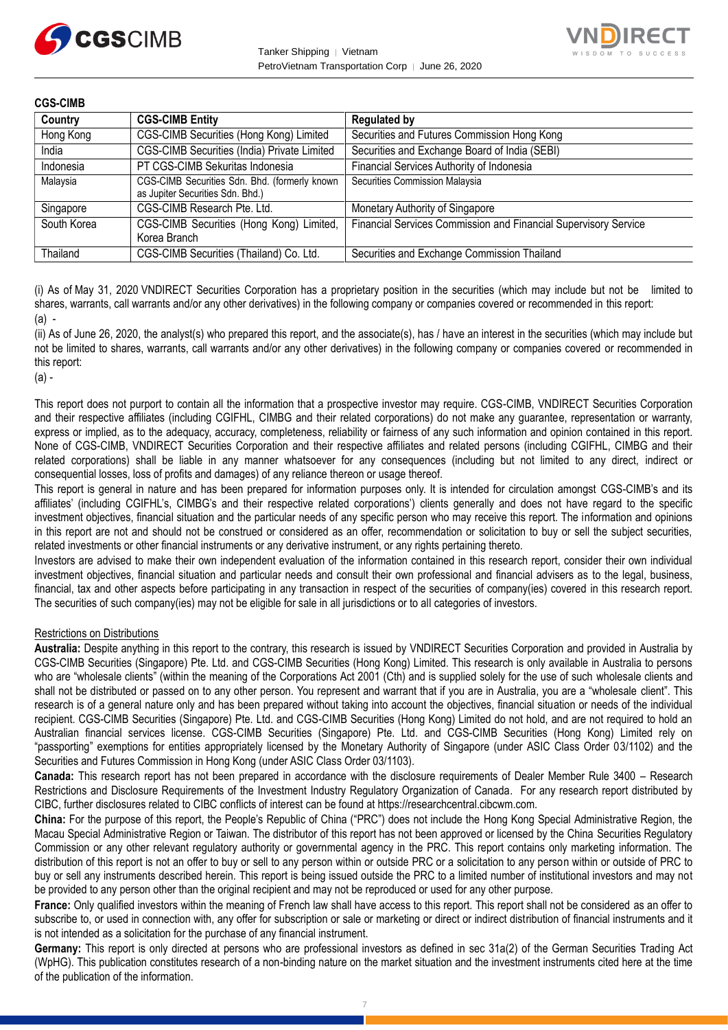**CGS-CIMB**

| Country | CGS-CIMB Entity | Regulated by |
|---|---|---|
| Hong Kong | CGS-CIMB Securities (Hong Kong) Limited | Securities and Futures Commission Hong Kong |
| India | CGS-CIMB Securities (India) Private Limited | Securities and Exchange Board of India (SEBI) |
| Indonesia | PT CGS-CIMB Sekuritas Indonesia | Financial Services Authority of Indonesia |
| Malaysia | CGS-CIMB Securities Sdn. Bhd. (formerly known as Jupiter Securities Sdn. Bhd.) | Securities Commission Malaysia |
| Singapore | CGS-CIMB Research Pte. Ltd. | Monetary Authority of Singapore |
| South Korea | CGS-CIMB Securities (Hong Kong) Limited, Korea Branch | Financial Services Commission and Financial Supervisory Service |
| Thailand | CGS-CIMB Securities (Thailand) Co. Ltd. | Securities and Exchange Commission Thailand |

(i) As of May 31, 2020 VNDIRECT Securities Corporation has a proprietary position in the securities (which may include but not be limited to shares, warrants, call warrants and/or any other derivatives) in the following company or companies covered or recommended in this report:
(a) -

(ii) As of June 26, 2020, the analyst(s) who prepared this report, and the associate(s), has / have an interest in the securities (which may include but not be limited to shares, warrants, call warrants and/or any other derivatives) in the following company or companies covered or recommended in this report:
(a) -

This report does not purport to contain all the information that a prospective investor may require. CGS-CIMB, VNDIRECT Securities Corporation and their respective affiliates (including CGIFHL, CIMBG and their related corporations) do not make any guarantee, representation or warranty, express or implied, as to the adequacy, accuracy, completeness, reliability or fairness of any such information and opinion contained in this report. None of CGS-CIMB, VNDIRECT Securities Corporation and their respective affiliates and related persons (including CGIFHL, CIMBG and their related corporations) shall be liable in any manner whatsoever for any consequences (including but not limited to any direct, indirect or consequential losses, loss of profits and damages) of any reliance thereon or usage thereof.

This report is general in nature and has been prepared for information purposes only. It is intended for circulation amongst CGS-CIMB's and its affiliates' (including CGIFHL's, CIMBG's and their respective related corporations') clients generally and does not have regard to the specific investment objectives, financial situation and the particular needs of any specific person who may receive this report. The information and opinions in this report are not and should not be construed or considered as an offer, recommendation or solicitation to buy or sell the subject securities, related investments or other financial instruments or any derivative instrument, or any rights pertaining thereto.

Investors are advised to make their own independent evaluation of the information contained in this research report, consider their own individual investment objectives, financial situation and particular needs and consult their own professional and financial advisers as to the legal, business, financial, tax and other aspects before participating in any transaction in respect of the securities of company(ies) covered in this research report. The securities of such company(ies) may not be eligible for sale in all jurisdictions or to all categories of investors.

Restrictions on Distributions

**Australia:** Despite anything in this report to the contrary, this research is issued by VNDIRECT Securities Corporation and provided in Australia by CGS-CIMB Securities (Singapore) Pte. Ltd. and CGS-CIMB Securities (Hong Kong) Limited. This research is only available in Australia to persons who are "wholesale clients" (within the meaning of the Corporations Act 2001 (Cth) and is supplied solely for the use of such wholesale clients and shall not be distributed or passed on to any other person. You represent and warrant that if you are in Australia, you are a "wholesale client". This research is of a general nature only and has been prepared without taking into account the objectives, financial situation or needs of the individual recipient. CGS-CIMB Securities (Singapore) Pte. Ltd. and CGS-CIMB Securities (Hong Kong) Limited do not hold, and are not required to hold an Australian financial services license. CGS-CIMB Securities (Singapore) Pte. Ltd. and CGS-CIMB Securities (Hong Kong) Limited rely on "passporting" exemptions for entities appropriately licensed by the Monetary Authority of Singapore (under ASIC Class Order 03/1102) and the Securities and Futures Commission in Hong Kong (under ASIC Class Order 03/1103).

**Canada:** This research report has not been prepared in accordance with the disclosure requirements of Dealer Member Rule 3400 – Research Restrictions and Disclosure Requirements of the Investment Industry Regulatory Organization of Canada. For any research report distributed by CIBC, further disclosures related to CIBC conflicts of interest can be found at https://researchcentral.cibcwm.com.

**China:** For the purpose of this report, the People's Republic of China ("PRC") does not include the Hong Kong Special Administrative Region, the Macau Special Administrative Region or Taiwan. The distributor of this report has not been approved or licensed by the China Securities Regulatory Commission or any other relevant regulatory authority or governmental agency in the PRC. This report contains only marketing information. The distribution of this report is not an offer to buy or sell to any person within or outside PRC or a solicitation to any person within or outside of PRC to buy or sell any instruments described herein. This report is being issued outside the PRC to a limited number of institutional investors and may not be provided to any person other than the original recipient and may not be reproduced or used for any other purpose.

**France:** Only qualified investors within the meaning of French law shall have access to this report. This report shall not be considered as an offer to subscribe to, or used in connection with, any offer for subscription or sale or marketing or direct or indirect distribution of financial instruments and it is not intended as a solicitation for the purchase of any financial instrument.

**Germany:** This report is only directed at persons who are professional investors as defined in sec 31a(2) of the German Securities Trading Act (WpHG). This publication constitutes research of a non-binding nature on the market situation and the investment instruments cited here at the time of the publication of the information.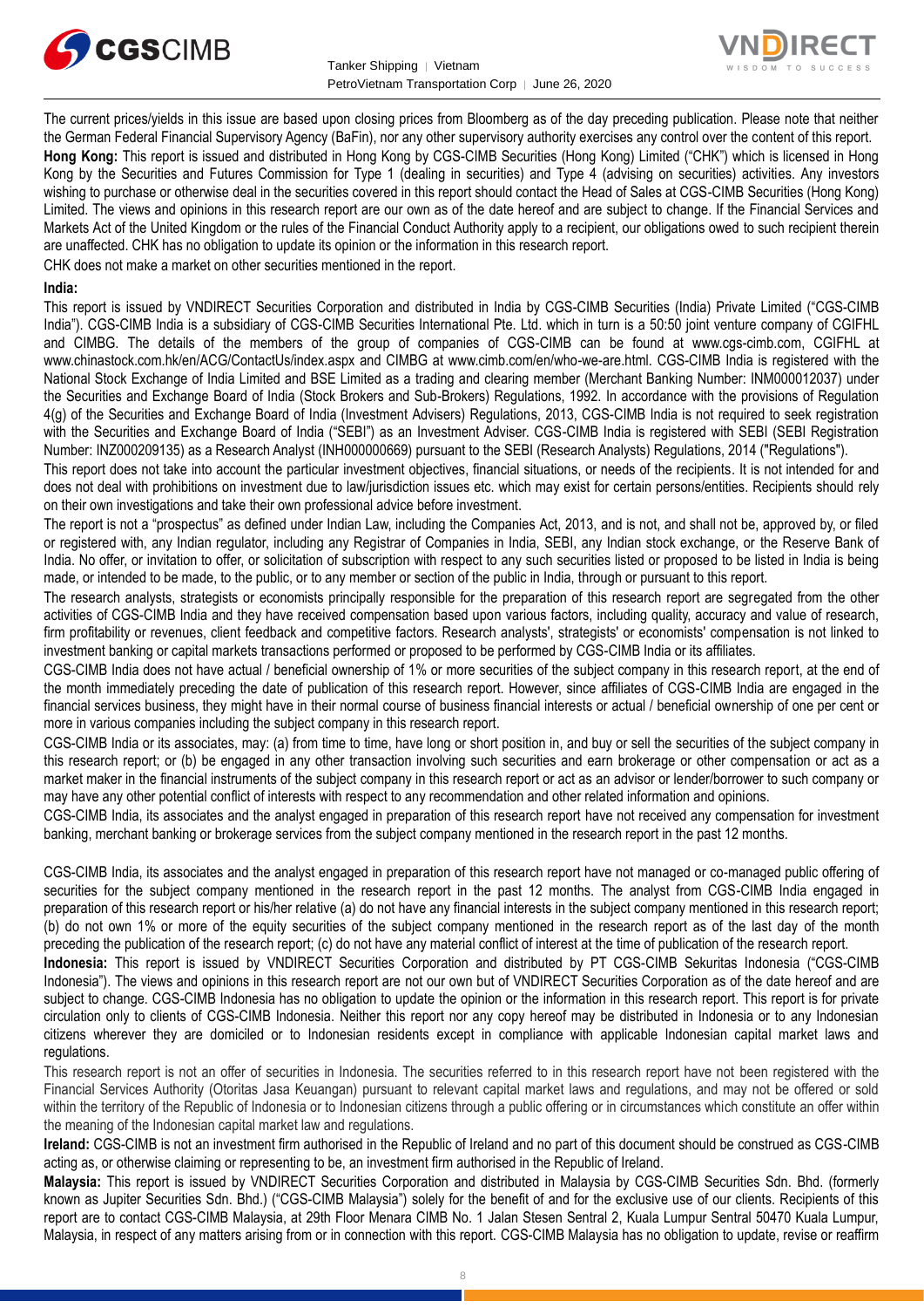The current prices/yields in this issue are based upon closing prices from Bloomberg as of the day preceding publication. Please note that neither the German Federal Financial Supervisory Agency (BaFin), nor any other supervisory authority exercises any control over the content of this report.

**Hong Kong:** This report is issued and distributed in Hong Kong by CGS-CIMB Securities (Hong Kong) Limited ("CHK") which is licensed in Hong Kong by the Securities and Futures Commission for Type 1 (dealing in securities) and Type 4 (advising on securities) activities. Any investors wishing to purchase or otherwise deal in the securities covered in this report should contact the Head of Sales at CGS-CIMB Securities (Hong Kong) Limited. The views and opinions in this research report are our own as of the date hereof and are subject to change. If the Financial Services and Markets Act of the United Kingdom or the rules of the Financial Conduct Authority apply to a recipient, our obligations owed to such recipient therein are unaffected. CHK has no obligation to update its opinion or the information in this research report.

CHK does not make a market on other securities mentioned in the report.

**India:**

This report is issued by VNDIRECT Securities Corporation and distributed in India by CGS-CIMB Securities (India) Private Limited ("CGS-CIMB India"). CGS-CIMB India is a subsidiary of CGS-CIMB Securities International Pte. Ltd. which in turn is a 50:50 joint venture company of CGIFHL and CIMBG. The details of the members of the group of companies of CGS-CIMB can be found at www.cgs-cimb.com, CGIFHL at www.chinastock.com.hk/en/ACG/ContactUs/index.aspx and CIMBG at www.cimb.com/en/who-we-are.html. CGS-CIMB India is registered with the National Stock Exchange of India Limited and BSE Limited as a trading and clearing member (Merchant Banking Number: INM000012037) under the Securities and Exchange Board of India (Stock Brokers and Sub-Brokers) Regulations, 1992. In accordance with the provisions of Regulation 4(g) of the Securities and Exchange Board of India (Investment Advisers) Regulations, 2013, CGS-CIMB India is not required to seek registration with the Securities and Exchange Board of India ("SEBI") as an Investment Adviser. CGS-CIMB India is registered with SEBI (SEBI Registration Number: INZ000209135) as a Research Analyst (INH000000669) pursuant to the SEBI (Research Analysts) Regulations, 2014 ("Regulations").

This report does not take into account the particular investment objectives, financial situations, or needs of the recipients. It is not intended for and does not deal with prohibitions on investment due to law/jurisdiction issues etc. which may exist for certain persons/entities. Recipients should rely on their own investigations and take their own professional advice before investment.

The report is not a "prospectus" as defined under Indian Law, including the Companies Act, 2013, and is not, and shall not be, approved by, or filed or registered with, any Indian regulator, including any Registrar of Companies in India, SEBI, any Indian stock exchange, or the Reserve Bank of India. No offer, or invitation to offer, or solicitation of subscription with respect to any such securities listed or proposed to be listed in India is being made, or intended to be made, to the public, or to any member or section of the public in India, through or pursuant to this report.

The research analysts, strategists or economists principally responsible for the preparation of this research report are segregated from the other activities of CGS-CIMB India and they have received compensation based upon various factors, including quality, accuracy and value of research, firm profitability or revenues, client feedback and competitive factors. Research analysts', strategists' or economists' compensation is not linked to investment banking or capital markets transactions performed or proposed to be performed by CGS-CIMB India or its affiliates.

CGS-CIMB India does not have actual / beneficial ownership of 1% or more securities of the subject company in this research report, at the end of the month immediately preceding the date of publication of this research report. However, since affiliates of CGS-CIMB India are engaged in the financial services business, they might have in their normal course of business financial interests or actual / beneficial ownership of one per cent or more in various companies including the subject company in this research report.

CGS-CIMB India or its associates, may: (a) from time to time, have long or short position in, and buy or sell the securities of the subject company in this research report; or (b) be engaged in any other transaction involving such securities and earn brokerage or other compensation or act as a market maker in the financial instruments of the subject company in this research report or act as an advisor or lender/borrower to such company or may have any other potential conflict of interests with respect to any recommendation and other related information and opinions.

CGS-CIMB India, its associates and the analyst engaged in preparation of this research report have not received any compensation for investment banking, merchant banking or brokerage services from the subject company mentioned in the research report in the past 12 months.

CGS-CIMB India, its associates and the analyst engaged in preparation of this research report have not managed or co-managed public offering of securities for the subject company mentioned in the research report in the past 12 months. The analyst from CGS-CIMB India engaged in preparation of this research report or his/her relative (a) do not have any financial interests in the subject company mentioned in this research report; (b) do not own 1% or more of the equity securities of the subject company mentioned in the research report as of the last day of the month preceding the publication of the research report; (c) do not have any material conflict of interest at the time of publication of the research report.

**Indonesia:** This report is issued by VNDIRECT Securities Corporation and distributed by PT CGS-CIMB Sekuritas Indonesia ("CGS-CIMB Indonesia"). The views and opinions in this research report are not our own but of VNDIRECT Securities Corporation as of the date hereof and are subject to change. CGS-CIMB Indonesia has no obligation to update the opinion or the information in this research report. This report is for private circulation only to clients of CGS-CIMB Indonesia. Neither this report nor any copy hereof may be distributed in Indonesia or to any Indonesian citizens wherever they are domiciled or to Indonesian residents except in compliance with applicable Indonesian capital market laws and regulations.

This research report is not an offer of securities in Indonesia. The securities referred to in this research report have not been registered with the Financial Services Authority (Otoritas Jasa Keuangan) pursuant to relevant capital market laws and regulations, and may not be offered or sold within the territory of the Republic of Indonesia or to Indonesian citizens through a public offering or in circumstances which constitute an offer within the meaning of the Indonesian capital market law and regulations.

**Ireland:** CGS-CIMB is not an investment firm authorised in the Republic of Ireland and no part of this document should be construed as CGS-CIMB acting as, or otherwise claiming or representing to be, an investment firm authorised in the Republic of Ireland.

**Malaysia:** This report is issued by VNDIRECT Securities Corporation and distributed in Malaysia by CGS-CIMB Securities Sdn. Bhd. (formerly known as Jupiter Securities Sdn. Bhd.) ("CGS-CIMB Malaysia") solely for the benefit of and for the exclusive use of our clients. Recipients of this report are to contact CGS-CIMB Malaysia, at 29th Floor Menara CIMB No. 1 Jalan Stesen Sentral 2, Kuala Lumpur Sentral 50470 Kuala Lumpur, Malaysia, in respect of any matters arising from or in connection with this report. CGS-CIMB Malaysia has no obligation to update, revise or reaffirm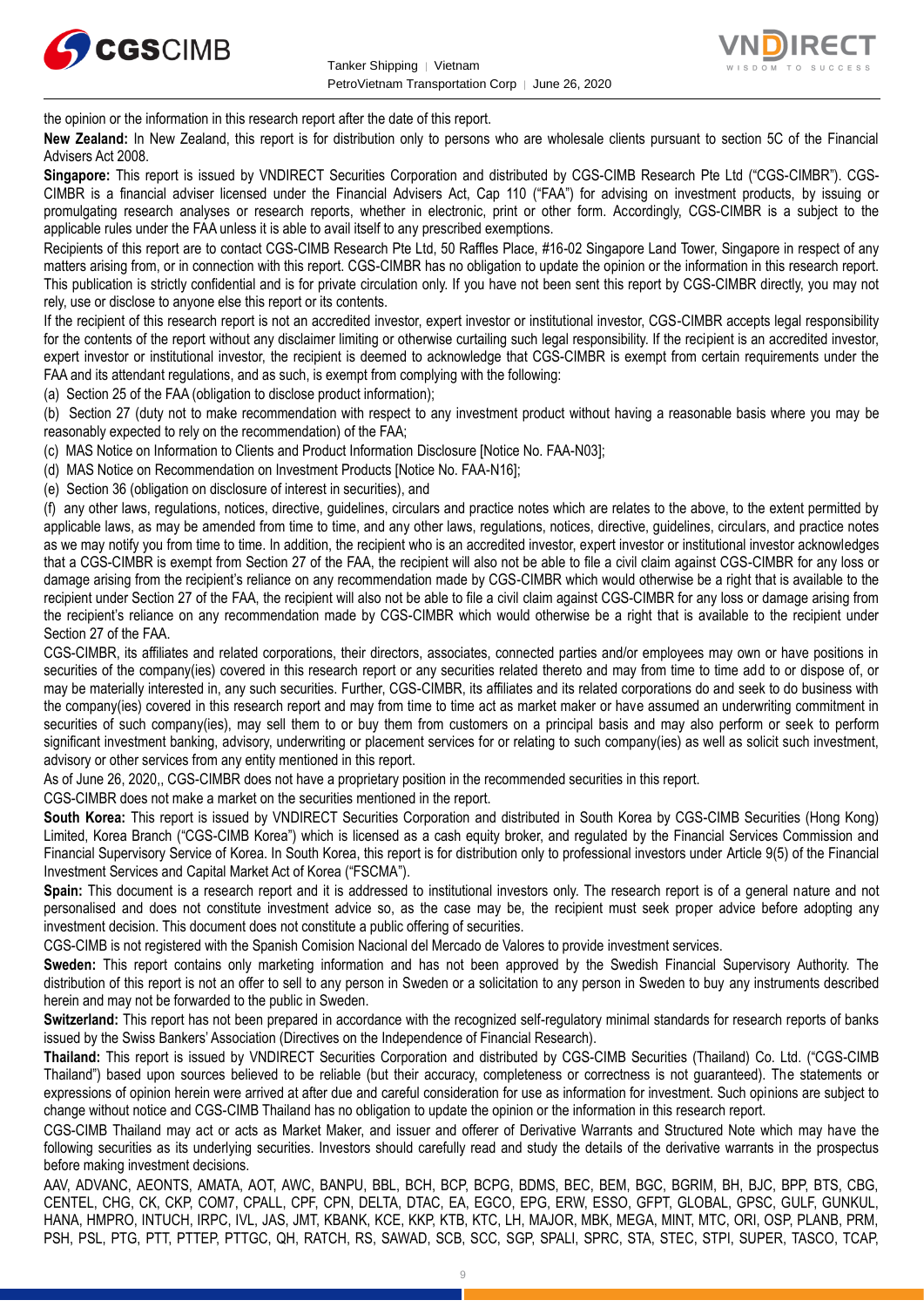the opinion or the information in this research report after the date of this report.

**New Zealand:** In New Zealand, this report is for distribution only to persons who are wholesale clients pursuant to section 5C of the Financial Advisers Act 2008.

**Singapore:** This report is issued by VNDIRECT Securities Corporation and distributed by CGS-CIMB Research Pte Ltd ("CGS-CIMBR"). CGS-CIMBR is a financial adviser licensed under the Financial Advisers Act, Cap 110 ("FAA") for advising on investment products, by issuing or promulgating research analyses or research reports, whether in electronic, print or other form. Accordingly, CGS-CIMBR is a subject to the applicable rules under the FAA unless it is able to avail itself to any prescribed exemptions.

Recipients of this report are to contact CGS-CIMB Research Pte Ltd, 50 Raffles Place, #16-02 Singapore Land Tower, Singapore in respect of any matters arising from, or in connection with this report. CGS-CIMBR has no obligation to update the opinion or the information in this research report. This publication is strictly confidential and is for private circulation only. If you have not been sent this report by CGS-CIMBR directly, you may not rely, use or disclose to anyone else this report or its contents.

If the recipient of this research report is not an accredited investor, expert investor or institutional investor, CGS-CIMBR accepts legal responsibility for the contents of the report without any disclaimer limiting or otherwise curtailing such legal responsibility. If the recipient is an accredited investor, expert investor or institutional investor, the recipient is deemed to acknowledge that CGS-CIMBR is exempt from certain requirements under the FAA and its attendant regulations, and as such, is exempt from complying with the following:

(a) Section 25 of the FAA (obligation to disclose product information);

(b) Section 27 (duty not to make recommendation with respect to any investment product without having a reasonable basis where you may be reasonably expected to rely on the recommendation) of the FAA;

(c) MAS Notice on Information to Clients and Product Information Disclosure [Notice No. FAA-N03];

(d) MAS Notice on Recommendation on Investment Products [Notice No. FAA-N16];

(e) Section 36 (obligation on disclosure of interest in securities), and

(f) any other laws, regulations, notices, directive, guidelines, circulars and practice notes which are relates to the above, to the extent permitted by applicable laws, as may be amended from time to time, and any other laws, regulations, notices, directive, guidelines, circulars, and practice notes as we may notify you from time to time. In addition, the recipient who is an accredited investor, expert investor or institutional investor acknowledges that a CGS-CIMBR is exempt from Section 27 of the FAA, the recipient will also not be able to file a civil claim against CGS-CIMBR for any loss or damage arising from the recipient's reliance on any recommendation made by CGS-CIMBR which would otherwise be a right that is available to the recipient under Section 27 of the FAA, the recipient will also not be able to file a civil claim against CGS-CIMBR for any loss or damage arising from the recipient's reliance on any recommendation made by CGS-CIMBR which would otherwise be a right that is available to the recipient under Section 27 of the FAA.

CGS-CIMBR, its affiliates and related corporations, their directors, associates, connected parties and/or employees may own or have positions in securities of the company(ies) covered in this research report or any securities related thereto and may from time to time add to or dispose of, or may be materially interested in, any such securities. Further, CGS-CIMBR, its affiliates and its related corporations do and seek to do business with the company(ies) covered in this research report and may from time to time act as market maker or have assumed an underwriting commitment in securities of such company(ies), may sell them to or buy them from customers on a principal basis and may also perform or seek to perform significant investment banking, advisory, underwriting or placement services for or relating to such company(ies) as well as solicit such investment, advisory or other services from any entity mentioned in this report.

As of June 26, 2020,, CGS-CIMBR does not have a proprietary position in the recommended securities in this report.

CGS-CIMBR does not make a market on the securities mentioned in the report.

**South Korea:** This report is issued by VNDIRECT Securities Corporation and distributed in South Korea by CGS-CIMB Securities (Hong Kong) Limited, Korea Branch ("CGS-CIMB Korea") which is licensed as a cash equity broker, and regulated by the Financial Services Commission and Financial Supervisory Service of Korea. In South Korea, this report is for distribution only to professional investors under Article 9(5) of the Financial Investment Services and Capital Market Act of Korea ("FSCMA").

**Spain:** This document is a research report and it is addressed to institutional investors only. The research report is of a general nature and not personalised and does not constitute investment advice so, as the case may be, the recipient must seek proper advice before adopting any investment decision. This document does not constitute a public offering of securities.

CGS-CIMB is not registered with the Spanish Comision Nacional del Mercado de Valores to provide investment services.

**Sweden:** This report contains only marketing information and has not been approved by the Swedish Financial Supervisory Authority. The distribution of this report is not an offer to sell to any person in Sweden or a solicitation to any person in Sweden to buy any instruments described herein and may not be forwarded to the public in Sweden.

**Switzerland:** This report has not been prepared in accordance with the recognized self-regulatory minimal standards for research reports of banks issued by the Swiss Bankers' Association (Directives on the Independence of Financial Research).

**Thailand:** This report is issued by VNDIRECT Securities Corporation and distributed by CGS-CIMB Securities (Thailand) Co. Ltd. ("CGS-CIMB Thailand") based upon sources believed to be reliable (but their accuracy, completeness or correctness is not guaranteed). The statements or expressions of opinion herein were arrived at after due and careful consideration for use as information for investment. Such opinions are subject to change without notice and CGS-CIMB Thailand has no obligation to update the opinion or the information in this research report.

CGS-CIMB Thailand may act or acts as Market Maker, and issuer and offerer of Derivative Warrants and Structured Note which may have the following securities as its underlying securities. Investors should carefully read and study the details of the derivative warrants in the prospectus before making investment decisions.

AAV, ADVANC, AEONTS, AMATA, AOT, AWC, BANPU, BBL, BCH, BCP, BCPG, BDMS, BEC, BEM, BGC, BGRIM, BH, BJC, BPP, BTS, CBG, CENTEL, CHG, CK, CKP, COM7, CPALL, CPF, CPN, DELTA, DTAC, EA, EGCO, EPG, ERW, ESSO, GFPT, GLOBAL, GPSC, GULF, GUNKUL, HANA, HMPRO, INTUCH, IRPC, IVL, JAS, JMT, KBANK, KCE, KKP, KTB, KTC, LH, MAJOR, MBK, MEGA, MINT, MTC, ORI, OSP, PLANB, PRM, PSH, PSL, PTG, PTT, PTTEP, PTTGC, QH, RATCH, RS, SAWAD, SCB, SCC, SGP, SPALI, SPRC, STA, STEC, STPI, SUPER, TASCO, TCAP,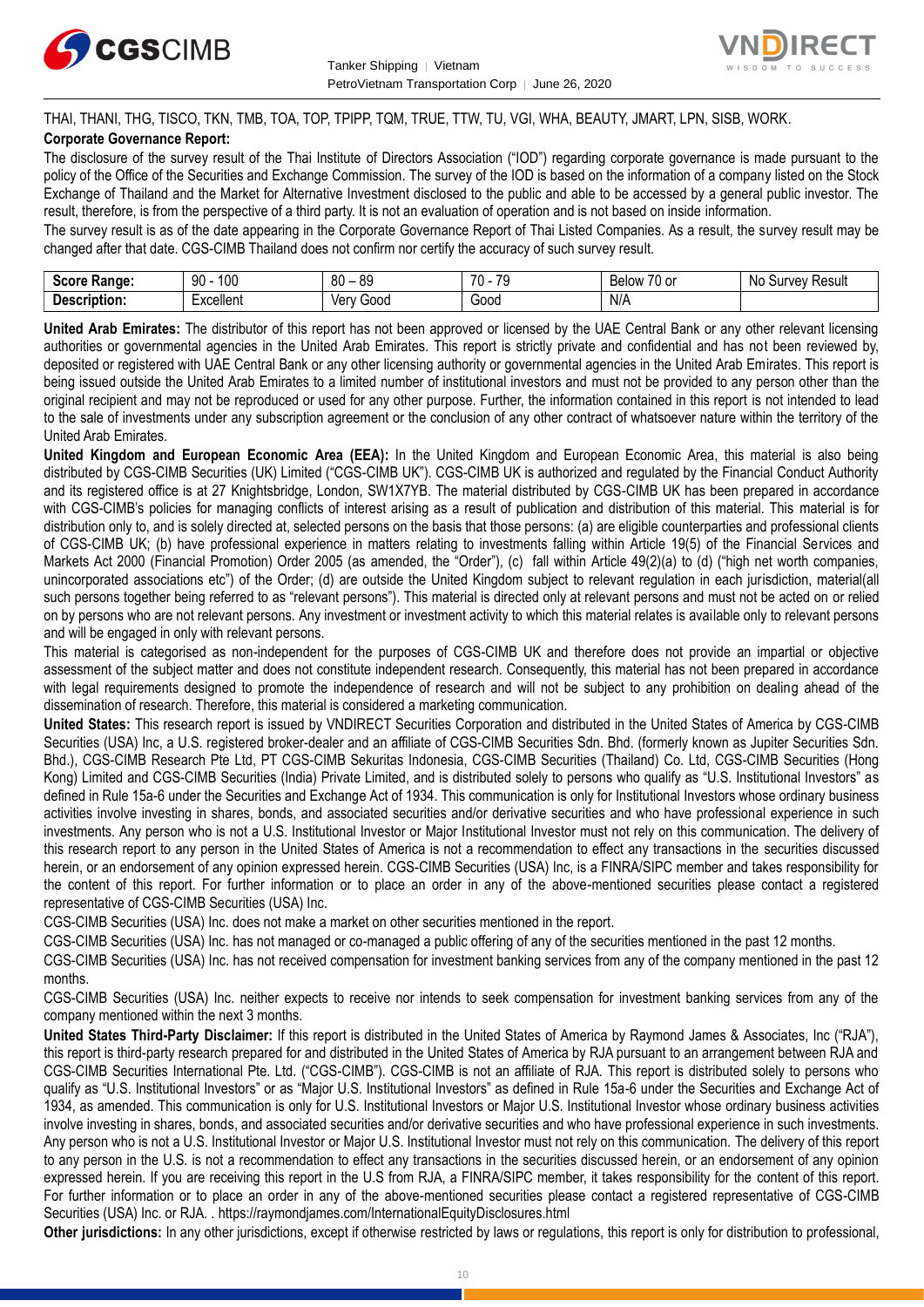THAI, THANI, THG, TISCO, TKN, TMB, TOA, TOP, TPIPP, TQM, TRUE, TTW, TU, VGI, WHA, BEAUTY, JMART, LPN, SISB, WORK.

**Corporate Governance Report:**

The disclosure of the survey result of the Thai Institute of Directors Association ("IOD") regarding corporate governance is made pursuant to the policy of the Office of the Securities and Exchange Commission. The survey of the IOD is based on the information of a company listed on the Stock Exchange of Thailand and the Market for Alternative Investment disclosed to the public and able to be accessed by a general public investor. The result, therefore, is from the perspective of a third party. It is not an evaluation of operation and is not based on inside information.

The survey result is as of the date appearing in the Corporate Governance Report of Thai Listed Companies. As a result, the survey result may be changed after that date. CGS-CIMB Thailand does not confirm nor certify the accuracy of such survey result.

| **Score Range:** | 90 - 100 | 80 – 89 | 70 - 79 | Below 70 or | No Survey Result |
|---|---|---|---|---|---|
| **Description:** | Excellent | Very Good | Good | N/A | |

**United Arab Emirates:** The distributor of this report has not been approved or licensed by the UAE Central Bank or any other relevant licensing authorities or governmental agencies in the United Arab Emirates. This report is strictly private and confidential and has not been reviewed by, deposited or registered with UAE Central Bank or any other licensing authority or governmental agencies in the United Arab Emirates. This report is being issued outside the United Arab Emirates to a limited number of institutional investors and must not be provided to any person other than the original recipient and may not be reproduced or used for any other purpose. Further, the information contained in this report is not intended to lead to the sale of investments under any subscription agreement or the conclusion of any other contract of whatsoever nature within the territory of the United Arab Emirates.

**United Kingdom and European Economic Area (EEA):** In the United Kingdom and European Economic Area, this material is also being distributed by CGS-CIMB Securities (UK) Limited ("CGS-CIMB UK"). CGS-CIMB UK is authorized and regulated by the Financial Conduct Authority and its registered office is at 27 Knightsbridge, London, SW1X7YB. The material distributed by CGS-CIMB UK has been prepared in accordance with CGS-CIMB's policies for managing conflicts of interest arising as a result of publication and distribution of this material. This material is for distribution only to, and is solely directed at, selected persons on the basis that those persons: (a) are eligible counterparties and professional clients of CGS-CIMB UK; (b) have professional experience in matters relating to investments falling within Article 19(5) of the Financial Services and Markets Act 2000 (Financial Promotion) Order 2005 (as amended, the "Order"), (c) fall within Article 49(2)(a) to (d) ("high net worth companies, unincorporated associations etc") of the Order; (d) are outside the United Kingdom subject to relevant regulation in each jurisdiction, material(all such persons together being referred to as "relevant persons"). This material is directed only at relevant persons and must not be acted on or relied on by persons who are not relevant persons. Any investment or investment activity to which this material relates is available only to relevant persons and will be engaged in only with relevant persons.

This material is categorised as non-independent for the purposes of CGS-CIMB UK and therefore does not provide an impartial or objective assessment of the subject matter and does not constitute independent research. Consequently, this material has not been prepared in accordance with legal requirements designed to promote the independence of research and will not be subject to any prohibition on dealing ahead of the dissemination of research. Therefore, this material is considered a marketing communication.

**United States:** This research report is issued by VNDIRECT Securities Corporation and distributed in the United States of America by CGS-CIMB Securities (USA) Inc, a U.S. registered broker-dealer and an affiliate of CGS-CIMB Securities Sdn. Bhd. (formerly known as Jupiter Securities Sdn. Bhd.), CGS-CIMB Research Pte Ltd, PT CGS-CIMB Sekuritas Indonesia, CGS-CIMB Securities (Thailand) Co. Ltd, CGS-CIMB Securities (Hong Kong) Limited and CGS-CIMB Securities (India) Private Limited, and is distributed solely to persons who qualify as "U.S. Institutional Investors" as defined in Rule 15a-6 under the Securities and Exchange Act of 1934. This communication is only for Institutional Investors whose ordinary business activities involve investing in shares, bonds, and associated securities and/or derivative securities and who have professional experience in such investments. Any person who is not a U.S. Institutional Investor or Major Institutional Investor must not rely on this communication. The delivery of this research report to any person in the United States of America is not a recommendation to effect any transactions in the securities discussed herein, or an endorsement of any opinion expressed herein. CGS-CIMB Securities (USA) Inc, is a FINRA/SIPC member and takes responsibility for the content of this report. For further information or to place an order in any of the above-mentioned securities please contact a registered representative of CGS-CIMB Securities (USA) Inc.

CGS-CIMB Securities (USA) Inc. does not make a market on other securities mentioned in the report.

CGS-CIMB Securities (USA) Inc. has not managed or co-managed a public offering of any of the securities mentioned in the past 12 months.

CGS-CIMB Securities (USA) Inc. has not received compensation for investment banking services from any of the company mentioned in the past 12 months.

CGS-CIMB Securities (USA) Inc. neither expects to receive nor intends to seek compensation for investment banking services from any of the company mentioned within the next 3 months.

**United States Third-Party Disclaimer:** If this report is distributed in the United States of America by Raymond James & Associates, Inc ("RJA"), this report is third-party research prepared for and distributed in the United States of America by RJA pursuant to an arrangement between RJA and CGS-CIMB Securities International Pte. Ltd. ("CGS-CIMB"). CGS-CIMB is not an affiliate of RJA. This report is distributed solely to persons who qualify as "U.S. Institutional Investors" or as "Major U.S. Institutional Investors" as defined in Rule 15a-6 under the Securities and Exchange Act of 1934, as amended. This communication is only for U.S. Institutional Investors or Major U.S. Institutional Investor whose ordinary business activities involve investing in shares, bonds, and associated securities and/or derivative securities and who have professional experience in such investments. Any person who is not a U.S. Institutional Investor or Major U.S. Institutional Investor must not rely on this communication. The delivery of this report to any person in the U.S. is not a recommendation to effect any transactions in the securities discussed herein, or an endorsement of any opinion expressed herein. If you are receiving this report in the U.S from RJA, a FINRA/SIPC member, it takes responsibility for the content of this report. For further information or to place an order in any of the above-mentioned securities please contact a registered representative of CGS-CIMB Securities (USA) Inc. or RJA. . https://raymondjames.com/InternationalEquityDisclosures.html

**Other jurisdictions:** In any other jurisdictions, except if otherwise restricted by laws or regulations, this report is only for distribution to professional,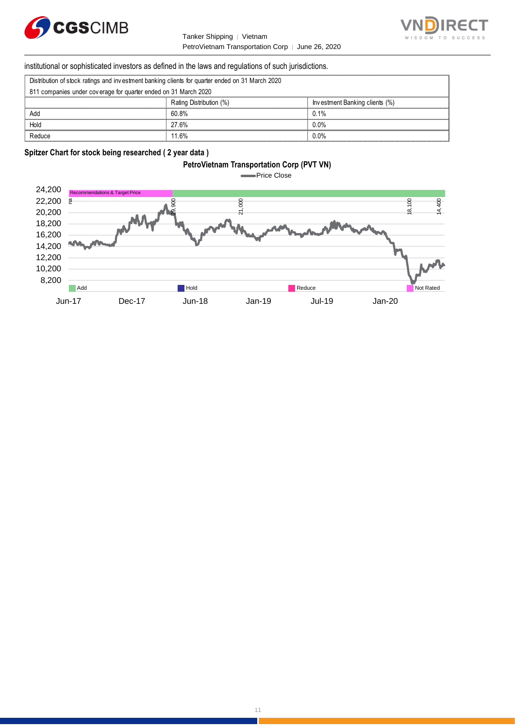institutional or sophisticated investors as defined in the laws and regulations of such jurisdictions.

| Distribution of stock ratings and investment banking clients for quarter ended on 31 March 2020 | | |
|---|---|---|
| 811 companies under coverage for quarter ended on 31 March 2020 | | |
| | Rating Distribution (%) | Investment Banking clients (%) |
| Add | 60.8% | 0.1% |
| Hold | 27.6% | 0.0% |
| Reduce | 11.6% | 0.0% |

**Spitzer Chart for stock being researched ( 2 year data )**

**PetroVietnam Transportation Corp (PVT VN)**

Price Close

Recommendations & Target Price: na, 29,900, 21,000, 18,100, 14,400

Y-axis: 24,200; 22,200; 20,200; 18,200; 16,200; 14,200; 12,200; 10,200; 8,200

X-axis: Jun-17; Dec-17; Jun-18; Jan-19; Jul-19; Jan-20

Legend: Add; Hold; Reduce; Not Rated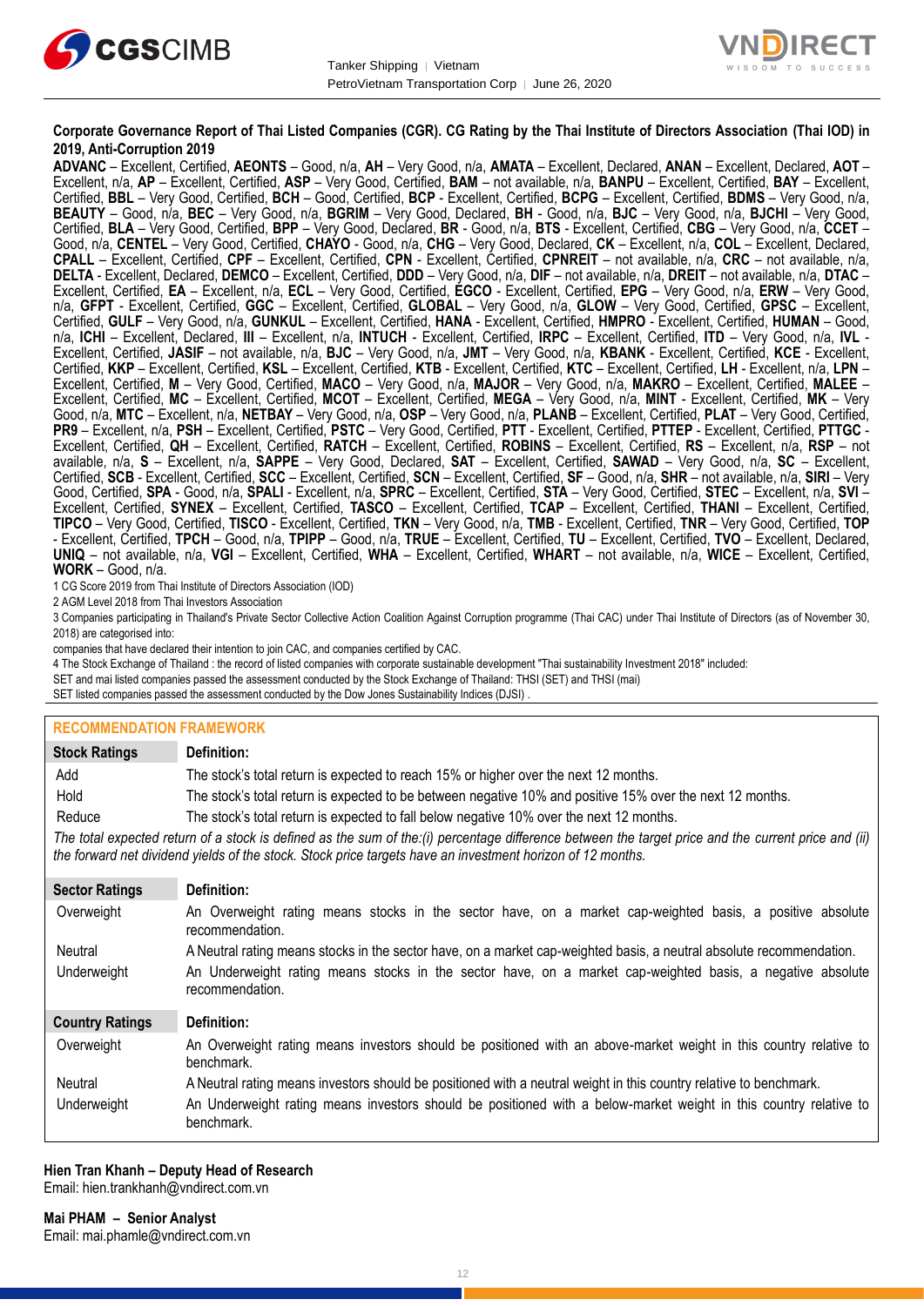**Corporate Governance Report of Thai Listed Companies (CGR). CG Rating by the Thai Institute of Directors Association (Thai IOD) in 2019, Anti-Corruption 2019**

**ADVANC** – Excellent, Certified, **AEONTS** – Good, n/a, **AH** – Very Good, n/a, **AMATA** – Excellent, Declared, **ANAN** – Excellent, Declared, **AOT** – Excellent, n/a, **AP** – Excellent, Certified, **ASP** – Very Good, Certified, **BAM** – not available, n/a, **BANPU** – Excellent, Certified, **BAY** – Excellent, Certified, **BBL** – Very Good, Certified, **BCH** – Good, Certified, **BCP** - Excellent, Certified, **BCPG** – Excellent, Certified, **BDMS** – Very Good, n/a, **BEAUTY** – Good, n/a, **BEC** – Very Good, n/a, **BGRIM** – Very Good, Declared, **BH** - Good, n/a, **BJC** – Very Good, n/a, **BJCHI** – Very Good, Certified, **BLA** – Very Good, Certified, **BPP** – Very Good, Declared, **BR** - Good, n/a, **BTS** - Excellent, Certified, **CBG** – Very Good, n/a, **CCET** – Good, n/a, **CENTEL** – Very Good, Certified, **CHAYO** - Good, n/a, **CHG** – Very Good, Declared, **CK** – Excellent, n/a, **COL** – Excellent, Declared, **CPALL** – Excellent, Certified, **CPF** – Excellent, Certified, **CPN** - Excellent, Certified, **CPNREIT** – not available, n/a, **CRC** – not available, n/a, **DELTA** - Excellent, Declared, **DEMCO** – Excellent, Certified, **DDD** – Very Good, n/a, **DIF** – not available, n/a, **DREIT** – not available, n/a, **DTAC** – Excellent, Certified, **EA** – Excellent, n/a, **ECL** – Very Good, Certified, **EGCO** - Excellent, Certified, **EPG** – Very Good, n/a, **ERW** – Very Good, n/a, **GFPT** - Excellent, Certified, **GGC** – Excellent, Certified, **GLOBAL** – Very Good, n/a, **GLOW** – Very Good, Certified, **GPSC** – Excellent, Certified, **GULF** – Very Good, n/a, **GUNKUL** – Excellent, Certified, **HANA** - Excellent, Certified, **HMPRO** - Excellent, Certified, **HUMAN** – Good, n/a, **ICHI** – Excellent, Declared, **III** – Excellent, n/a, **INTUCH** - Excellent, Certified, **IRPC** – Excellent, Certified, **ITD** – Very Good, n/a, **IVL** - Excellent, Certified, **JASIF** – not available, n/a, **BJC** – Very Good, n/a, **JMT** – Very Good, n/a, **KBANK** - Excellent, Certified, **KCE** - Excellent, Certified, **KKP** – Excellent, Certified, **KSL** – Excellent, Certified, **KTB** - Excellent, Certified, **KTC** – Excellent, Certified, **LH** - Excellent, n/a, **LPN** – Excellent, Certified, **M** – Very Good, Certified, **MACO** – Very Good, n/a, **MAJOR** – Very Good, n/a, **MAKRO** – Excellent, Certified, **MALEE** – Excellent, Certified, **MC** – Excellent, Certified, **MCOT** – Excellent, Certified, **MEGA** – Very Good, n/a, **MINT** - Excellent, Certified, **MK** – Very Good, n/a, **MTC** – Excellent, n/a, **NETBAY** – Very Good, n/a, **OSP** – Very Good, n/a, **PLANB** – Excellent, Certified, **PLAT** – Very Good, Certified, **PR9** – Excellent, n/a, **PSH** – Excellent, Certified, **PSTC** – Very Good, Certified, **PTT** - Excellent, Certified, **PTTEP** - Excellent, Certified, **PTTGC** - Excellent, Certified, **QH** – Excellent, Certified, **RATCH** – Excellent, Certified, **ROBINS** – Excellent, Certified, **RS** – Excellent, n/a, **RSP** – not available, n/a, **S** – Excellent, n/a, **SAPPE** – Very Good, Declared, **SAT** – Excellent, Certified, **SAWAD** – Very Good, n/a, **SC** – Excellent, Certified, **SCB** - Excellent, Certified, **SCC** – Excellent, Certified, **SCN** – Excellent, Certified, **SF** – Good, n/a, **SHR** – not available, n/a, **SIRI** – Very Good, Certified, **SPA** - Good, n/a, **SPALI** - Excellent, n/a, **SPRC** – Excellent, Certified, **STA** – Very Good, Certified, **STEC** – Excellent, n/a, **SVI** – Excellent, Certified, **SYNEX** – Excellent, Certified, **TASCO** – Excellent, Certified, **TCAP** – Excellent, Certified, **THANI** – Excellent, Certified, **TIPCO** – Very Good, Certified, **TISCO** - Excellent, Certified, **TKN** – Very Good, n/a, **TMB** - Excellent, Certified, **TNR** – Very Good, Certified, **TOP** - Excellent, Certified, **TPCH** – Good, n/a, **TPIPP** – Good, n/a, **TRUE** – Excellent, Certified, **TU** – Excellent, Certified, **TVO** – Excellent, Declared, **UNIQ** – not available, n/a, **VGI** – Excellent, Certified, **WHA** – Excellent, Certified, **WHART** – not available, n/a, **WICE** – Excellent, Certified, **WORK** – Good, n/a.

1 CG Score 2019 from Thai Institute of Directors Association (IOD)

2 AGM Level 2018 from Thai Investors Association

3 Companies participating in Thailand's Private Sector Collective Action Coalition Against Corruption programme (Thai CAC) under Thai Institute of Directors (as of November 30, 2018) are categorised into:

companies that have declared their intention to join CAC, and companies certified by CAC.

4 The Stock Exchange of Thailand : the record of listed companies with corporate sustainable development "Thai sustainability Investment 2018" included:

SET and mai listed companies passed the assessment conducted by the Stock Exchange of Thailand: THSI (SET) and THSI (mai)

SET listed companies passed the assessment conducted by the Dow Jones Sustainability Indices (DJSI) .

## RECOMMENDATION FRAMEWORK

| Stock Ratings | Definition: |
|---|---|
| Add | The stock's total return is expected to reach 15% or higher over the next 12 months. |
| Hold | The stock's total return is expected to be between negative 10% and positive 15% over the next 12 months. |
| Reduce | The stock's total return is expected to fall below negative 10% over the next 12 months. |

*The total expected return of a stock is defined as the sum of the:(i) percentage difference between the target price and the current price and (ii) the forward net dividend yields of the stock. Stock price targets have an investment horizon of 12 months.*

| Sector Ratings | Definition: |
|---|---|
| Overweight | An Overweight rating means stocks in the sector have, on a market cap-weighted basis, a positive absolute recommendation. |
| Neutral | A Neutral rating means stocks in the sector have, on a market cap-weighted basis, a neutral absolute recommendation. |
| Underweight | An Underweight rating means stocks in the sector have, on a market cap-weighted basis, a negative absolute recommendation. |

| Country Ratings | Definition: |
|---|---|
| Overweight | An Overweight rating means investors should be positioned with an above-market weight in this country relative to benchmark. |
| Neutral | A Neutral rating means investors should be positioned with a neutral weight in this country relative to benchmark. |
| Underweight | An Underweight rating means investors should be positioned with a below-market weight in this country relative to benchmark. |

**Hien Tran Khanh – Deputy Head of Research**
Email: hien.trankhanh@vndirect.com.vn

**Mai PHAM – Senior Analyst**
Email: mai.phamle@vndirect.com.vn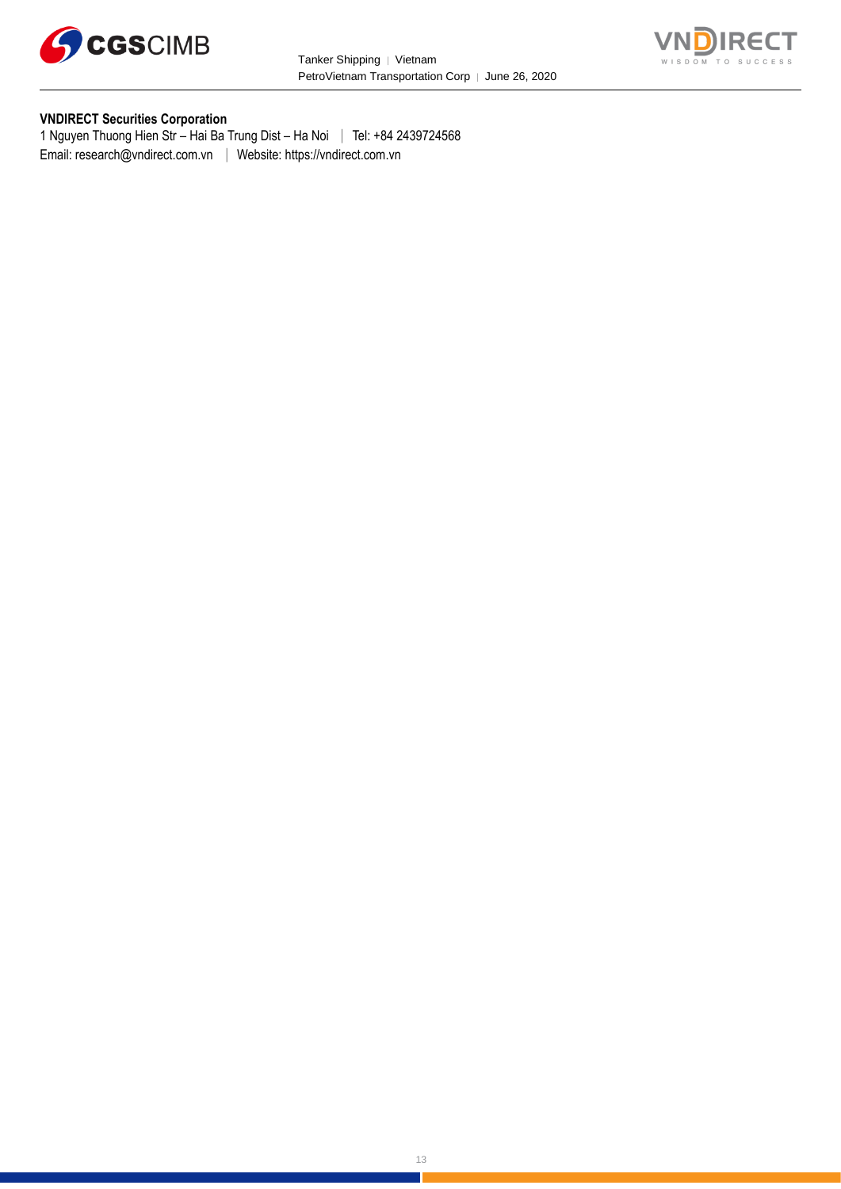**VNDIRECT Securities Corporation**

1 Nguyen Thuong Hien Str – Hai Ba Trung Dist – Ha Noi | Tel: +84 2439724568

Email: research@vndirect.com.vn | Website: https://vndirect.com.vn